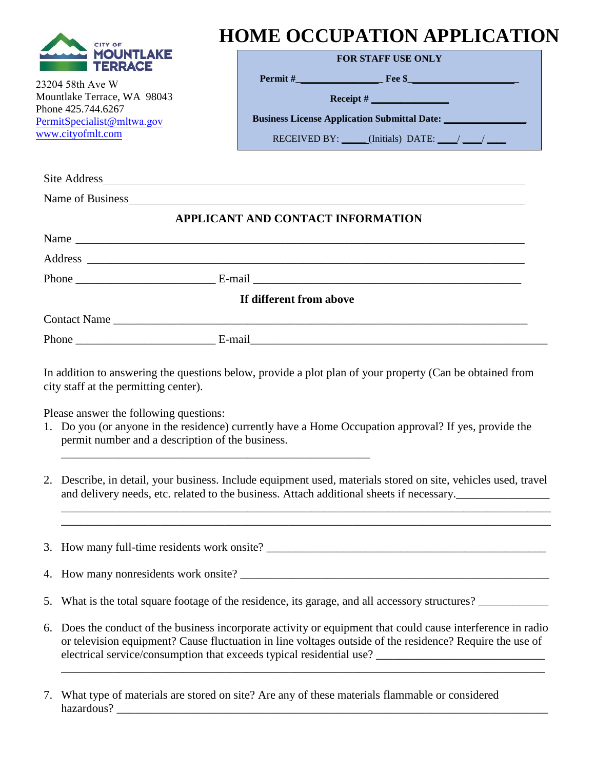CITY OF MOUNTLAKE TERRACE

23204 58th Ave W
Mountlake Terrace, WA 98043
Phone 425.744.6267
PermitSpecialist@mltwa.gov
www.cityofmlt.com

# HOME OCCUPATION APPLICATION

**FOR STAFF USE ONLY**

**Permit #**_______________ **Fee $**____________________

**Receipt #** _______________

**Business License Application Submittal Date:** _______________

RECEIVED BY: _____(Initials) DATE: ____/ ____/ ____

Site Address_______________________________________________________________________

Name of Business___________________________________________________________________

**APPLICANT AND CONTACT INFORMATION**

Name ____________________________________________________________________________

Address __________________________________________________________________________

Phone ________________________ E-mail ______________________________________________

**If different from above**

Contact Name _____________________________________________________________________

Phone ________________________ E-mail______________________________________________

In addition to answering the questions below, provide a plot plan of your property (Can be obtained from city staff at the permitting center).

Please answer the following questions:

1. Do you (or anyone in the residence) currently have a Home Occupation approval? If yes, provide the permit number and a description of the business.
   ______________________________________________________

2. Describe, in detail, your business. Include equipment used, materials stored on site, vehicles used, travel and delivery needs, etc. related to the business. Attach additional sheets if necessary.________________
   ______________________________________________________________________________________
   ______________________________________________________________________________________

3. How many full-time residents work onsite? ________________________________________________

4. How many nonresidents work onsite? _____________________________________________________

5. What is the total square footage of the residence, its garage, and all accessory structures? ___________

6. Does the conduct of the business incorporate activity or equipment that could cause interference in radio or television equipment? Cause fluctuation in line voltages outside of the residence? Require the use of electrical service/consumption that exceeds typical residential use? ____________________________
   ______________________________________________________________________________________

7. What type of materials are stored on site? Are any of these materials flammable or considered hazardous? ____________________________________________________________________________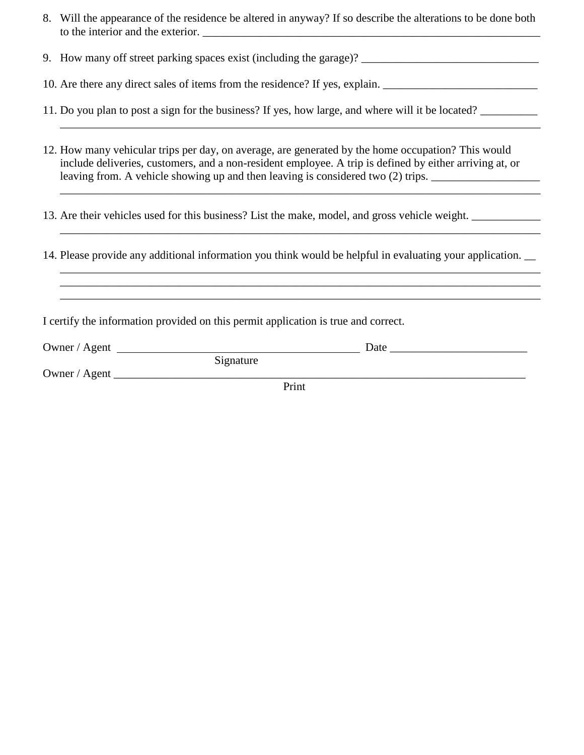8. Will the appearance of the residence be altered in anyway? If so describe the alterations to be done both to the interior and the exterior. _______________________________________________________________

9. How many off street parking spaces exist (including the garage)? _______________________________

10. Are there any direct sales of items from the residence? If yes, explain. ___________________________

11. Do you plan to post a sign for the business? If yes, how large, and where will it be located? __________
_______________________________________________________________________________________

12. How many vehicular trips per day, on average, are generated by the home occupation? This would include deliveries, customers, and a non-resident employee. A trip is defined by either arriving at, or leaving from. A vehicle showing up and then leaving is considered two (2) trips. ___________________
_______________________________________________________________________________________

13. Are their vehicles used for this business? List the make, model, and gross vehicle weight. ____________
_______________________________________________________________________________________

14. Please provide any additional information you think would be helpful in evaluating your application. __
_______________________________________________________________________________________
_______________________________________________________________________________________
_______________________________________________________________________________________

I certify the information provided on this permit application is true and correct.

Owner / Agent _____________________________________________ Date ________________________
Signature

Owner / Agent ____________________________________________________________________________
Print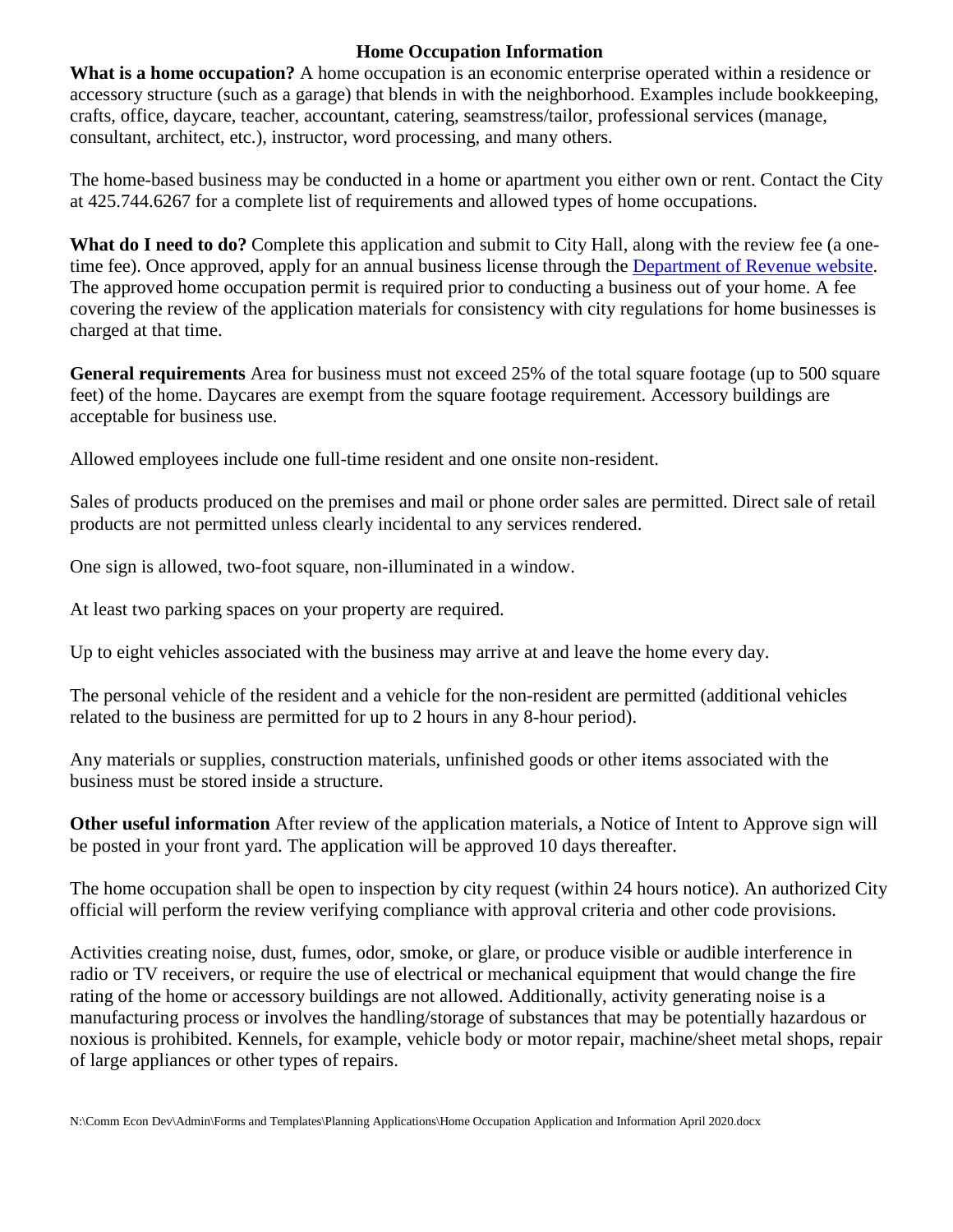# Home Occupation Information

**What is a home occupation?** A home occupation is an economic enterprise operated within a residence or accessory structure (such as a garage) that blends in with the neighborhood. Examples include bookkeeping, crafts, office, daycare, teacher, accountant, catering, seamstress/tailor, professional services (manage, consultant, architect, etc.), instructor, word processing, and many others.

The home-based business may be conducted in a home or apartment you either own or rent. Contact the City at 425.744.6267 for a complete list of requirements and allowed types of home occupations.

**What do I need to do?** Complete this application and submit to City Hall, along with the review fee (a one-time fee). Once approved, apply for an annual business license through the [Department of Revenue website](). The approved home occupation permit is required prior to conducting a business out of your home. A fee covering the review of the application materials for consistency with city regulations for home businesses is charged at that time.

**General requirements** Area for business must not exceed 25% of the total square footage (up to 500 square feet) of the home. Daycares are exempt from the square footage requirement. Accessory buildings are acceptable for business use.

Allowed employees include one full-time resident and one onsite non-resident.

Sales of products produced on the premises and mail or phone order sales are permitted. Direct sale of retail products are not permitted unless clearly incidental to any services rendered.

One sign is allowed, two-foot square, non-illuminated in a window.

At least two parking spaces on your property are required.

Up to eight vehicles associated with the business may arrive at and leave the home every day.

The personal vehicle of the resident and a vehicle for the non-resident are permitted (additional vehicles related to the business are permitted for up to 2 hours in any 8-hour period).

Any materials or supplies, construction materials, unfinished goods or other items associated with the business must be stored inside a structure.

**Other useful information** After review of the application materials, a Notice of Intent to Approve sign will be posted in your front yard. The application will be approved 10 days thereafter.

The home occupation shall be open to inspection by city request (within 24 hours notice). An authorized City official will perform the review verifying compliance with approval criteria and other code provisions.

Activities creating noise, dust, fumes, odor, smoke, or glare, or produce visible or audible interference in radio or TV receivers, or require the use of electrical or mechanical equipment that would change the fire rating of the home or accessory buildings are not allowed. Additionally, activity generating noise is a manufacturing process or involves the handling/storage of substances that may be potentially hazardous or noxious is prohibited. Kennels, for example, vehicle body or motor repair, machine/sheet metal shops, repair of large appliances or other types of repairs.

N:\Comm Econ Dev\Admin\Forms and Templates\Planning Applications\Home Occupation Application and Information April 2020.docx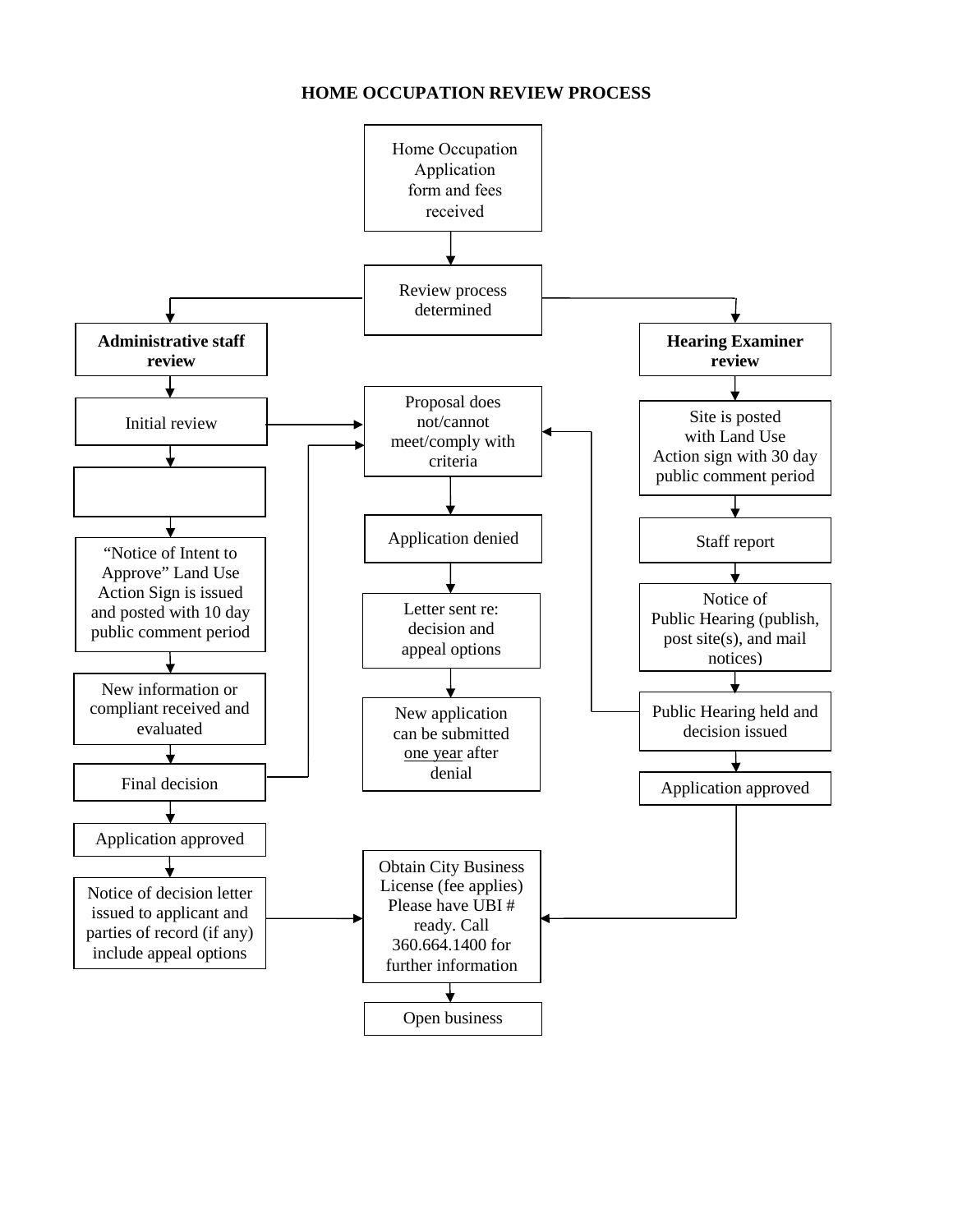**HOME OCCUPATION REVIEW PROCESS**

Home Occupation Application form and fees received

Review process determined

**Administrative staff review**

Initial review

"Notice of Intent to Approve" Land Use Action Sign is issued and posted with 10 day public comment period

New information or compliant received and evaluated

Final decision

Application approved

Notice of decision letter issued to applicant and parties of record (if any) include appeal options

Proposal does not/cannot meet/comply with criteria

Application denied

Letter sent re: decision and appeal options

New application can be submitted one year after denial

**Hearing Examiner review**

Site is posted with Land Use Action sign with 30 day public comment period

Staff report

Notice of Public Hearing (publish, post site(s), and mail notices)

Public Hearing held and decision issued

Application approved

Obtain City Business License (fee applies) Please have UBI # ready. Call 360.664.1400 for further information

Open business